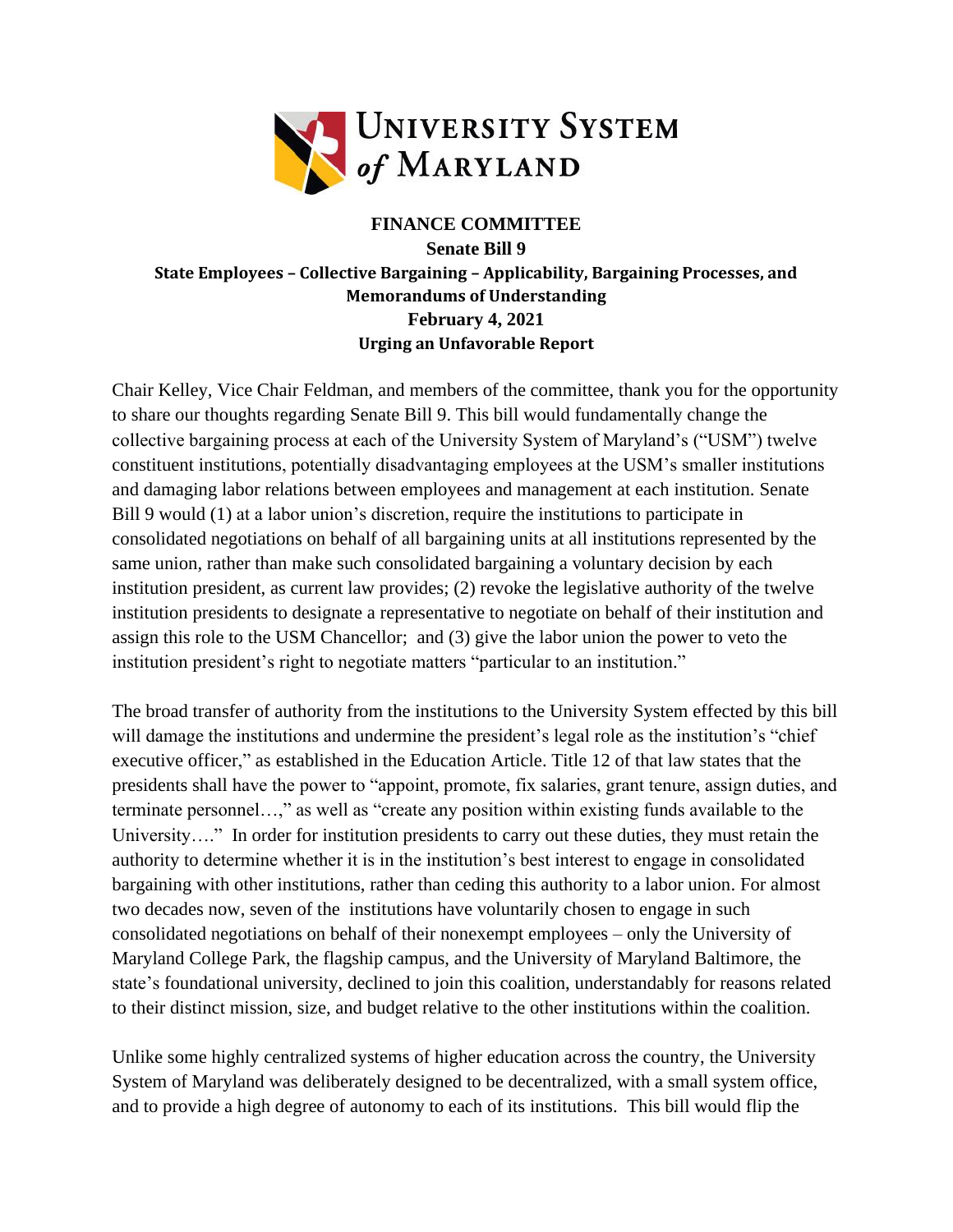UNIVERSITY SYSTEM of MARYLAND

**FINANCE COMMITTEE**
**Senate Bill 9**
**State Employees – Collective Bargaining – Applicability, Bargaining Processes, and Memorandums of Understanding**
**February 4, 2021**
**Urging an Unfavorable Report**

Chair Kelley, Vice Chair Feldman, and members of the committee, thank you for the opportunity to share our thoughts regarding Senate Bill 9. This bill would fundamentally change the collective bargaining process at each of the University System of Maryland's ("USM") twelve constituent institutions, potentially disadvantaging employees at the USM's smaller institutions and damaging labor relations between employees and management at each institution. Senate Bill 9 would (1) at a labor union's discretion, require the institutions to participate in consolidated negotiations on behalf of all bargaining units at all institutions represented by the same union, rather than make such consolidated bargaining a voluntary decision by each institution president, as current law provides; (2) revoke the legislative authority of the twelve institution presidents to designate a representative to negotiate on behalf of their institution and assign this role to the USM Chancellor; and (3) give the labor union the power to veto the institution president's right to negotiate matters "particular to an institution."

The broad transfer of authority from the institutions to the University System effected by this bill will damage the institutions and undermine the president's legal role as the institution's "chief executive officer," as established in the Education Article. Title 12 of that law states that the presidents shall have the power to "appoint, promote, fix salaries, grant tenure, assign duties, and terminate personnel…," as well as "create any position within existing funds available to the University…." In order for institution presidents to carry out these duties, they must retain the authority to determine whether it is in the institution's best interest to engage in consolidated bargaining with other institutions, rather than ceding this authority to a labor union. For almost two decades now, seven of the institutions have voluntarily chosen to engage in such consolidated negotiations on behalf of their nonexempt employees – only the University of Maryland College Park, the flagship campus, and the University of Maryland Baltimore, the state's foundational university, declined to join this coalition, understandably for reasons related to their distinct mission, size, and budget relative to the other institutions within the coalition.

Unlike some highly centralized systems of higher education across the country, the University System of Maryland was deliberately designed to be decentralized, with a small system office, and to provide a high degree of autonomy to each of its institutions. This bill would flip the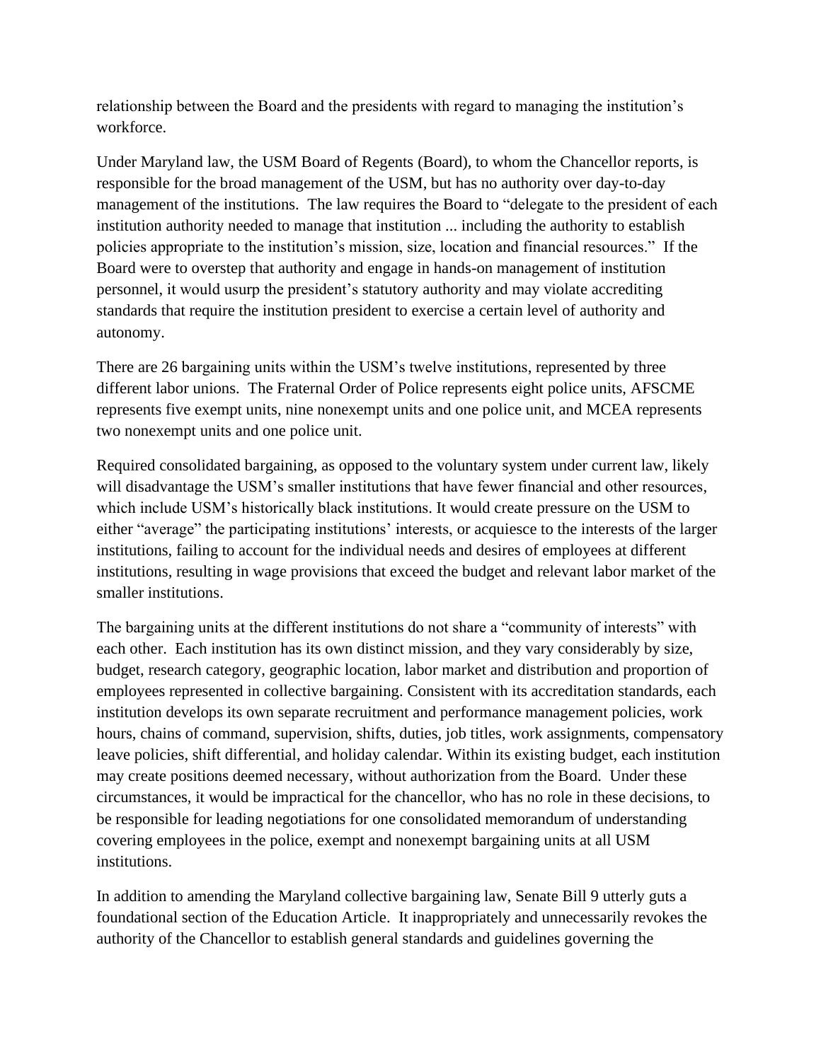relationship between the Board and the presidents with regard to managing the institution's workforce.

Under Maryland law, the USM Board of Regents (Board), to whom the Chancellor reports, is responsible for the broad management of the USM, but has no authority over day-to-day management of the institutions. The law requires the Board to "delegate to the president of each institution authority needed to manage that institution ... including the authority to establish policies appropriate to the institution's mission, size, location and financial resources." If the Board were to overstep that authority and engage in hands-on management of institution personnel, it would usurp the president's statutory authority and may violate accrediting standards that require the institution president to exercise a certain level of authority and autonomy.

There are 26 bargaining units within the USM's twelve institutions, represented by three different labor unions. The Fraternal Order of Police represents eight police units, AFSCME represents five exempt units, nine nonexempt units and one police unit, and MCEA represents two nonexempt units and one police unit.

Required consolidated bargaining, as opposed to the voluntary system under current law, likely will disadvantage the USM's smaller institutions that have fewer financial and other resources, which include USM's historically black institutions. It would create pressure on the USM to either "average" the participating institutions' interests, or acquiesce to the interests of the larger institutions, failing to account for the individual needs and desires of employees at different institutions, resulting in wage provisions that exceed the budget and relevant labor market of the smaller institutions.

The bargaining units at the different institutions do not share a "community of interests" with each other. Each institution has its own distinct mission, and they vary considerably by size, budget, research category, geographic location, labor market and distribution and proportion of employees represented in collective bargaining. Consistent with its accreditation standards, each institution develops its own separate recruitment and performance management policies, work hours, chains of command, supervision, shifts, duties, job titles, work assignments, compensatory leave policies, shift differential, and holiday calendar. Within its existing budget, each institution may create positions deemed necessary, without authorization from the Board. Under these circumstances, it would be impractical for the chancellor, who has no role in these decisions, to be responsible for leading negotiations for one consolidated memorandum of understanding covering employees in the police, exempt and nonexempt bargaining units at all USM institutions.

In addition to amending the Maryland collective bargaining law, Senate Bill 9 utterly guts a foundational section of the Education Article. It inappropriately and unnecessarily revokes the authority of the Chancellor to establish general standards and guidelines governing the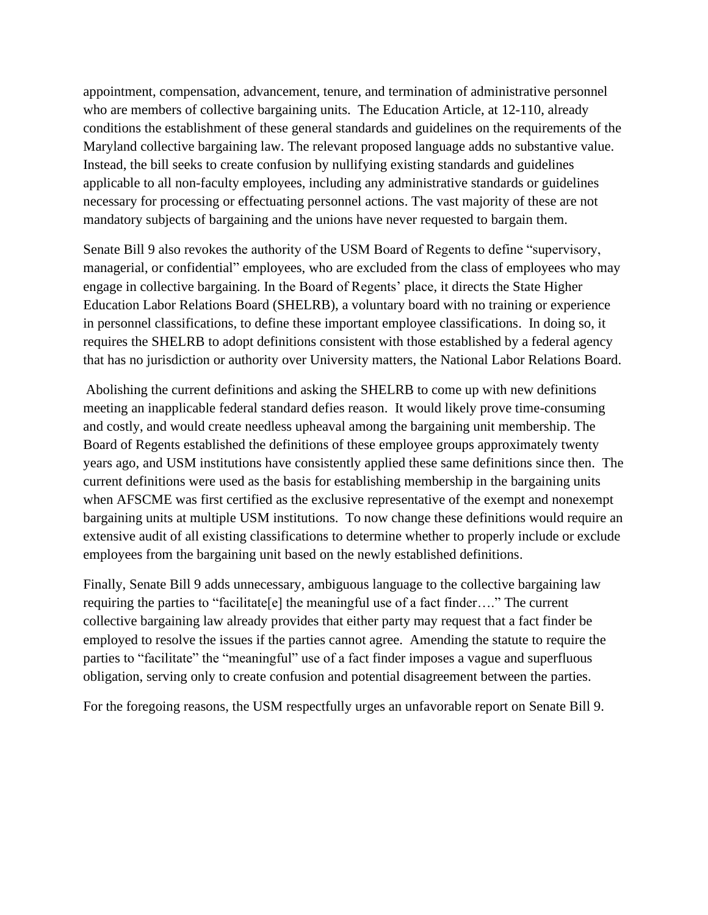appointment, compensation, advancement, tenure, and termination of administrative personnel who are members of collective bargaining units. The Education Article, at 12-110, already conditions the establishment of these general standards and guidelines on the requirements of the Maryland collective bargaining law. The relevant proposed language adds no substantive value. Instead, the bill seeks to create confusion by nullifying existing standards and guidelines applicable to all non-faculty employees, including any administrative standards or guidelines necessary for processing or effectuating personnel actions. The vast majority of these are not mandatory subjects of bargaining and the unions have never requested to bargain them.

Senate Bill 9 also revokes the authority of the USM Board of Regents to define "supervisory, managerial, or confidential" employees, who are excluded from the class of employees who may engage in collective bargaining. In the Board of Regents' place, it directs the State Higher Education Labor Relations Board (SHELRB), a voluntary board with no training or experience in personnel classifications, to define these important employee classifications. In doing so, it requires the SHELRB to adopt definitions consistent with those established by a federal agency that has no jurisdiction or authority over University matters, the National Labor Relations Board.

Abolishing the current definitions and asking the SHELRB to come up with new definitions meeting an inapplicable federal standard defies reason. It would likely prove time-consuming and costly, and would create needless upheaval among the bargaining unit membership. The Board of Regents established the definitions of these employee groups approximately twenty years ago, and USM institutions have consistently applied these same definitions since then. The current definitions were used as the basis for establishing membership in the bargaining units when AFSCME was first certified as the exclusive representative of the exempt and nonexempt bargaining units at multiple USM institutions. To now change these definitions would require an extensive audit of all existing classifications to determine whether to properly include or exclude employees from the bargaining unit based on the newly established definitions.

Finally, Senate Bill 9 adds unnecessary, ambiguous language to the collective bargaining law requiring the parties to "facilitate[e] the meaningful use of a fact finder…." The current collective bargaining law already provides that either party may request that a fact finder be employed to resolve the issues if the parties cannot agree. Amending the statute to require the parties to "facilitate" the "meaningful" use of a fact finder imposes a vague and superfluous obligation, serving only to create confusion and potential disagreement between the parties.

For the foregoing reasons, the USM respectfully urges an unfavorable report on Senate Bill 9.